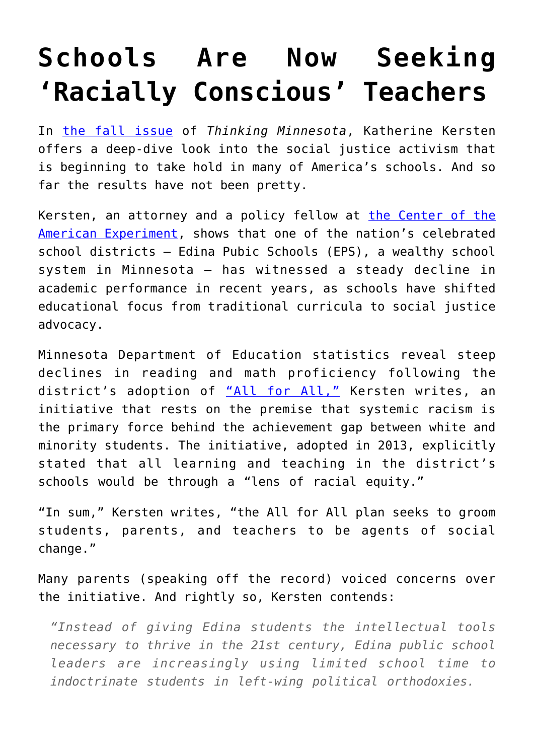# Schools Are Now Seeking 'Racially Conscious' Teachers

In the fall issue of *Thinking Minnesota*, Katherine Kersten offers a deep-dive look into the social justice activism that is beginning to take hold in many of America's schools. And so far the results have not been pretty.

Kersten, an attorney and a policy fellow at the Center of the American Experiment, shows that one of the nation's celebrated school districts – Edina Pubic Schools (EPS), a wealthy school system in Minnesota – has witnessed a steady decline in academic performance in recent years, as schools have shifted educational focus from traditional curricula to social justice advocacy.

Minnesota Department of Education statistics reveal steep declines in reading and math proficiency following the district's adoption of "All for All," Kersten writes, an initiative that rests on the premise that systemic racism is the primary force behind the achievement gap between white and minority students. The initiative, adopted in 2013, explicitly stated that all learning and teaching in the district's schools would be through a "lens of racial equity."

"In sum," Kersten writes, "the All for All plan seeks to groom students, parents, and teachers to be agents of social change."

Many parents (speaking off the record) voiced concerns over the initiative. And rightly so, Kersten contends:

> *"Instead of giving Edina students the intellectual tools necessary to thrive in the 21st century, Edina public school leaders are increasingly using limited school time to indoctrinate students in left-wing political orthodoxies.*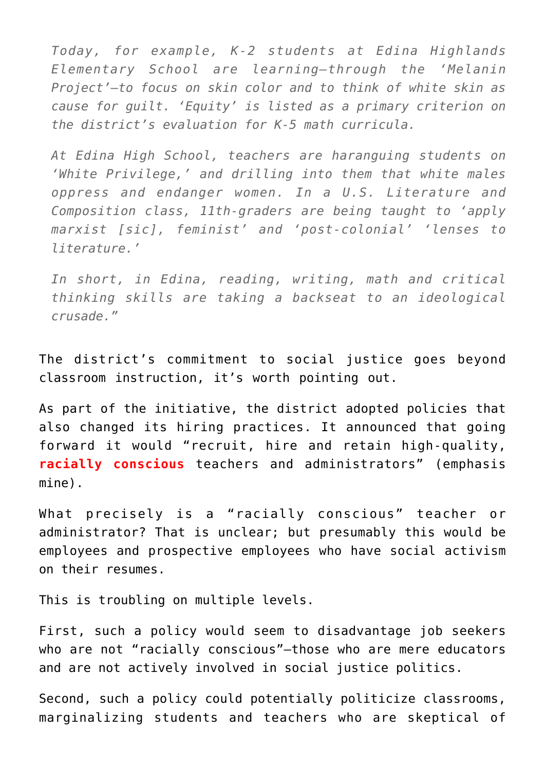> *Today, for example, K-2 students at Edina Highlands Elementary School are learning—through the 'Melanin Project'—to focus on skin color and to think of white skin as cause for guilt. 'Equity' is listed as a primary criterion on the district's evaluation for K-5 math curricula.*
>
> *At Edina High School, teachers are haranguing students on 'White Privilege,' and drilling into them that white males oppress and endanger women. In a U.S. Literature and Composition class, 11th-graders are being taught to 'apply marxist [sic], feminist' and 'post-colonial' 'lenses to literature.'*
>
> *In short, in Edina, reading, writing, math and critical thinking skills are taking a backseat to an ideological crusade."*

The district's commitment to social justice goes beyond classroom instruction, it's worth pointing out.

As part of the initiative, the district adopted policies that also changed its hiring practices. It announced that going forward it would "recruit, hire and retain high-quality, **racially conscious** teachers and administrators" (emphasis mine).

What precisely is a "racially conscious" teacher or administrator? That is unclear; but presumably this would be employees and prospective employees who have social activism on their resumes.

This is troubling on multiple levels.

First, such a policy would seem to disadvantage job seekers who are not "racially conscious"—those who are mere educators and are not actively involved in social justice politics.

Second, such a policy could potentially politicize classrooms, marginalizing students and teachers who are skeptical of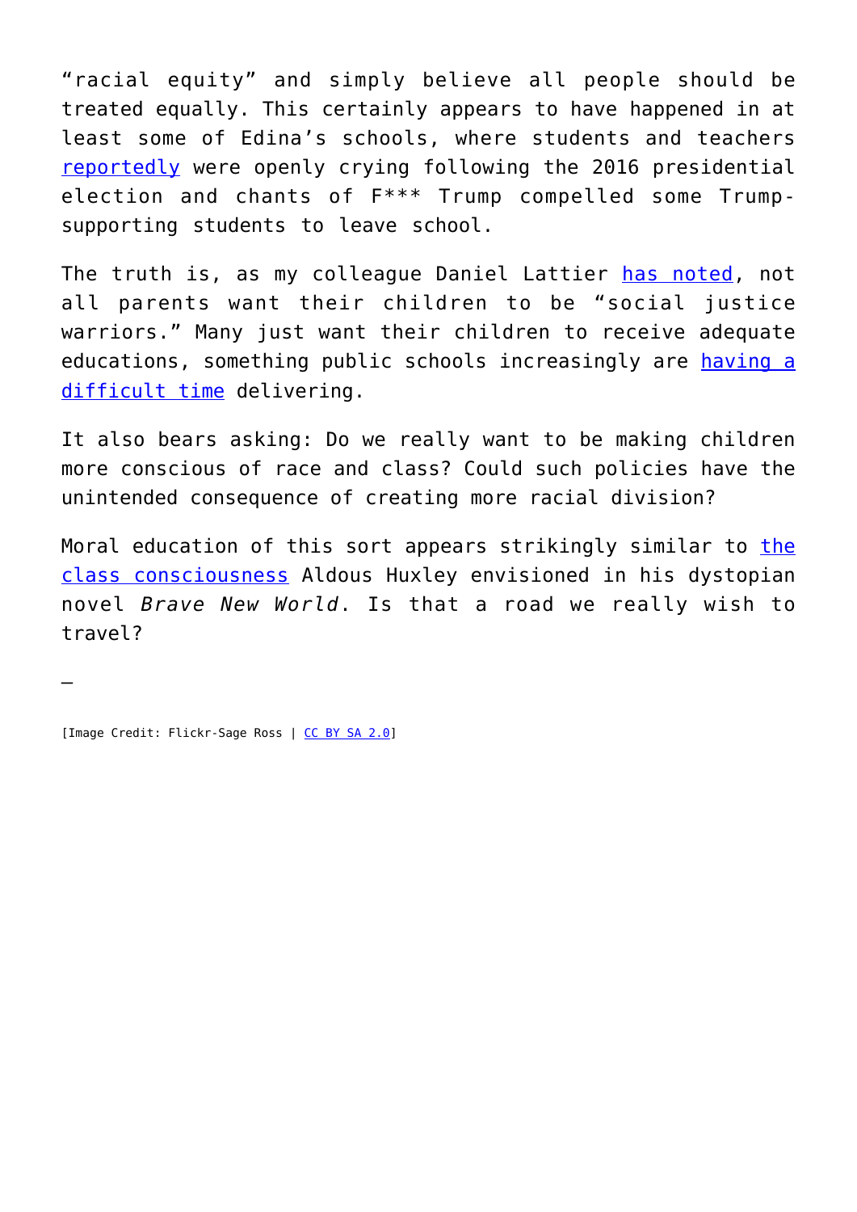"racial equity" and simply believe all people should be treated equally. This certainly appears to have happened in at least some of Edina's schools, where students and teachers reportedly were openly crying following the 2016 presidential election and chants of F*** Trump compelled some Trump-supporting students to leave school.

The truth is, as my colleague Daniel Lattier has noted, not all parents want their children to be "social justice warriors." Many just want their children to receive adequate educations, something public schools increasingly are having a difficult time delivering.

It also bears asking: Do we really want to be making children more conscious of race and class? Could such policies have the unintended consequence of creating more racial division?

Moral education of this sort appears strikingly similar to the class consciousness Aldous Huxley envisioned in his dystopian novel *Brave New World*. Is that a road we really wish to travel?

—

[Image Credit: Flickr-Sage Ross | CC BY SA 2.0]